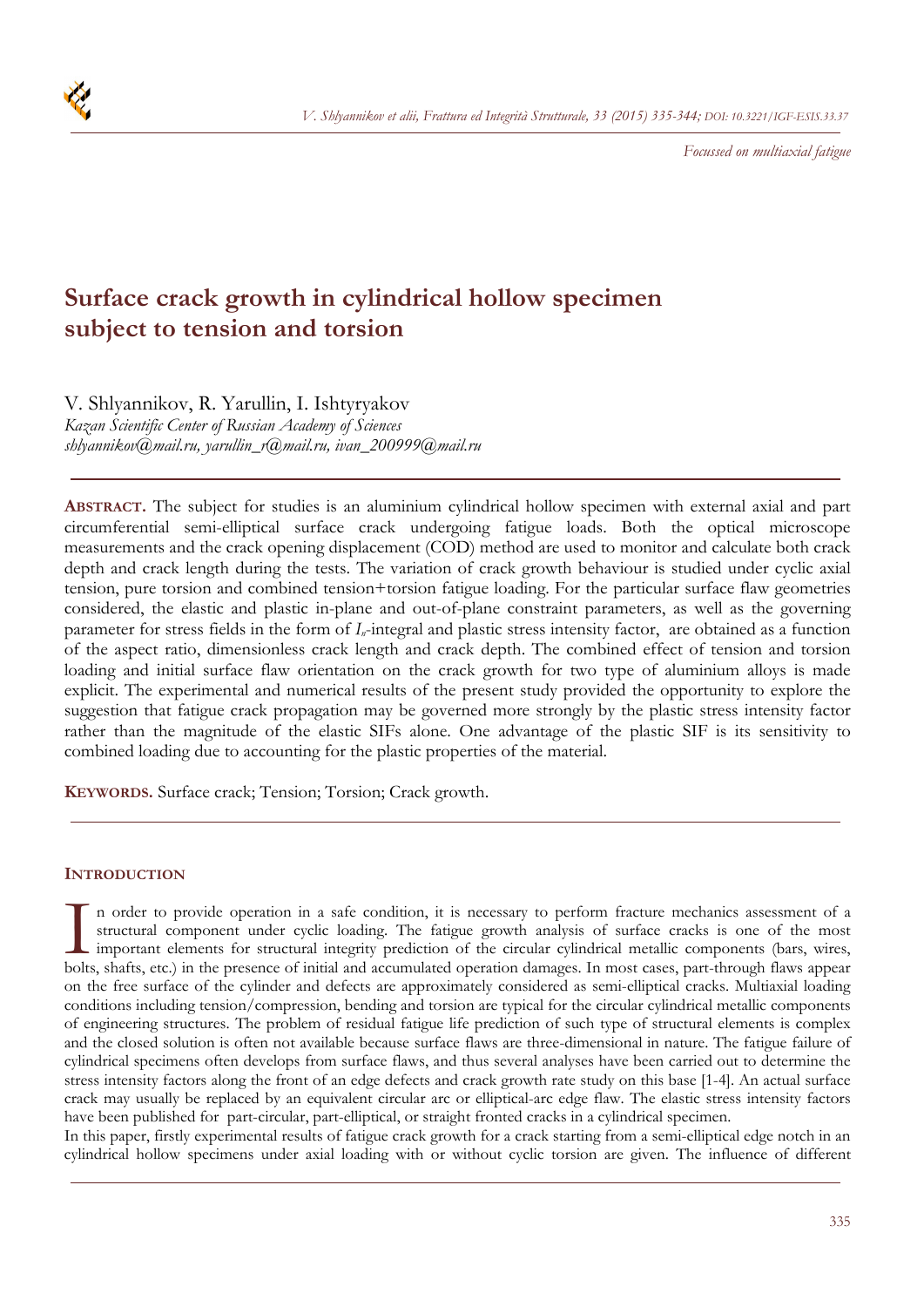*Focussed on multiaxial fatigue*

# Surface crack growth in cylindrical hollow specimen subject to tension and torsion

V. Shlyannikov, R. Yarullin, I. Ishtyryakov

*Kazan Scientific Center of Russian Academy of Sciences*

*shlyannikov@mail.ru, yarullin_r@mail.ru, ivan_200999@mail.ru*

---

**ABSTRACT.** The subject for studies is an aluminium cylindrical hollow specimen with external axial and part circumferential semi-elliptical surface crack undergoing fatigue loads. Both the optical microscope measurements and the crack opening displacement (COD) method are used to monitor and calculate both crack depth and crack length during the tests. The variation of crack growth behaviour is studied under cyclic axial tension, pure torsion and combined tension+torsion fatigue loading. For the particular surface flaw geometries considered, the elastic and plastic in-plane and out-of-plane constraint parameters, as well as the governing parameter for stress fields in the form of $I_n$-integral and plastic stress intensity factor, are obtained as a function of the aspect ratio, dimensionless crack length and crack depth. The combined effect of tension and torsion loading and initial surface flaw orientation on the crack growth for two type of aluminium alloys is made explicit. The experimental and numerical results of the present study provided the opportunity to explore the suggestion that fatigue crack propagation may be governed more strongly by the plastic stress intensity factor rather than the magnitude of the elastic SIFs alone. One advantage of the plastic SIF is its sensitivity to combined loading due to accounting for the plastic properties of the material.

**KEYWORDS.** Surface crack; Tension; Torsion; Crack growth.

---

## INTRODUCTION

In order to provide operation in a safe condition, it is necessary to perform fracture mechanics assessment of a structural component under cyclic loading. The fatigue growth analysis of surface cracks is one of the most important elements for structural integrity prediction of the circular cylindrical metallic components (bars, wires, bolts, shafts, etc.) in the presence of initial and accumulated operation damages. In most cases, part-through flaws appear on the free surface of the cylinder and defects are approximately considered as semi-elliptical cracks. Multiaxial loading conditions including tension/compression, bending and torsion are typical for the circular cylindrical metallic components of engineering structures. The problem of residual fatigue life prediction of such type of structural elements is complex and the closed solution is often not available because surface flaws are three-dimensional in nature. The fatigue failure of cylindrical specimens often develops from surface flaws, and thus several analyses have been carried out to determine the stress intensity factors along the front of an edge defects and crack growth rate study on this base [1-4]. An actual surface crack may usually be replaced by an equivalent circular arc or elliptical-arc edge flaw. The elastic stress intensity factors have been published for part-circular, part-elliptical, or straight fronted cracks in a cylindrical specimen.

In this paper, firstly experimental results of fatigue crack growth for a crack starting from a semi-elliptical edge notch in an cylindrical hollow specimens under axial loading with or without cyclic torsion are given. The influence of different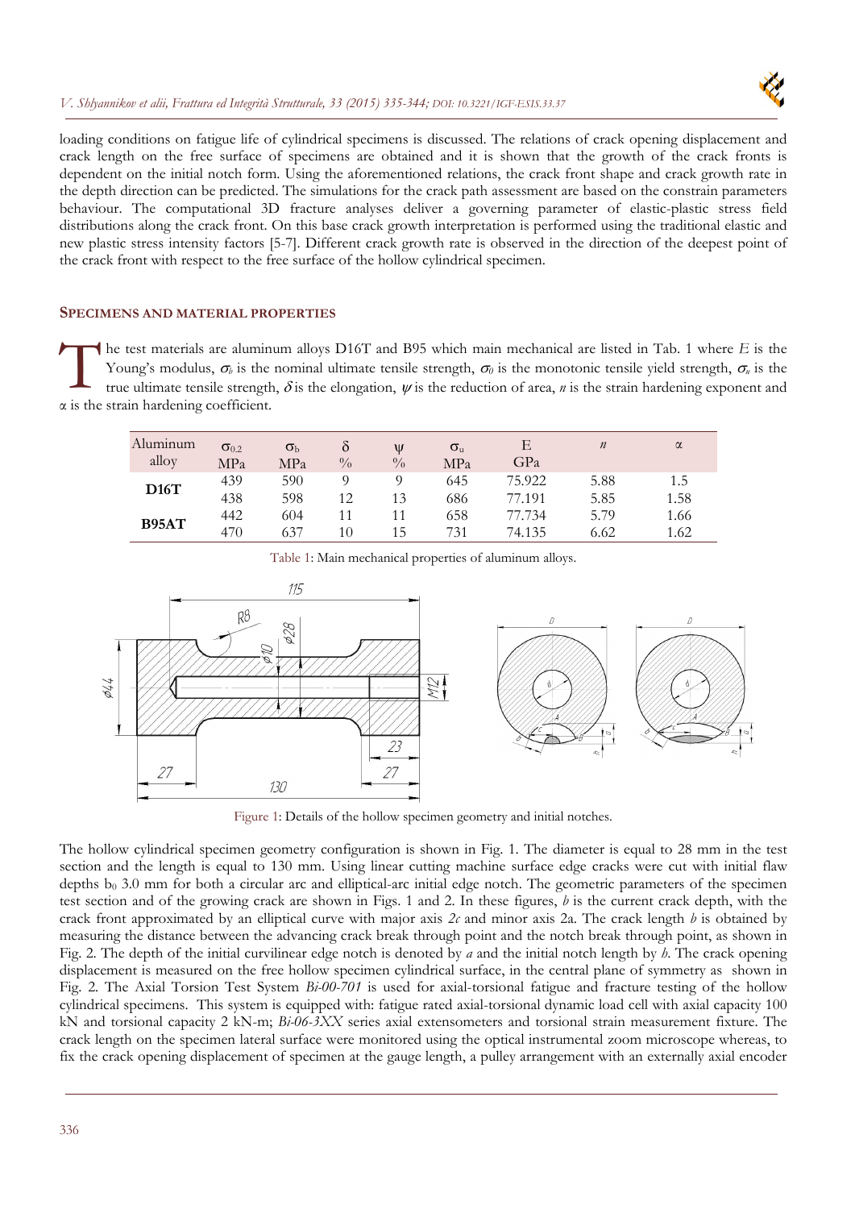loading conditions on fatigue life of cylindrical specimens is discussed. The relations of crack opening displacement and crack length on the free surface of specimens are obtained and it is shown that the growth of the crack fronts is dependent on the initial notch form. Using the aforementioned relations, the crack front shape and crack growth rate in the depth direction can be predicted. The simulations for the crack path assessment are based on the constrain parameters behaviour. The computational 3D fracture analyses deliver a governing parameter of elastic-plastic stress field distributions along the crack front. On this base crack growth interpretation is performed using the traditional elastic and new plastic stress intensity factors [5-7]. Different crack growth rate is observed in the direction of the deepest point of the crack front with respect to the free surface of the hollow cylindrical specimen.

## SPECIMENS AND MATERIAL PROPERTIES

The test materials are aluminum alloys D16T and B95 which main mechanical are listed in Tab. 1 where $E$ is the Young's modulus, $\sigma_b$ is the nominal ultimate tensile strength, $\sigma_0$ is the monotonic tensile yield strength, $\sigma_u$ is the true ultimate tensile strength, $\delta$ is the elongation, $\psi$ is the reduction of area, $n$ is the strain hardening exponent and $\alpha$ is the strain hardening coefficient.

| Aluminum alloy | $\sigma_{0.2}$ MPa | $\sigma_b$ MPa | $\delta$ % | $\psi$ % | $\sigma_u$ MPa | E GPa | $n$ | $\alpha$ |
|---|---|---|---|---|---|---|---|---|
| **D16T** | 439 | 590 | 9 | 9 | 645 | 75.922 | 5.88 | 1.5 |
| | 438 | 598 | 12 | 13 | 686 | 77.191 | 5.85 | 1.58 |
| **B95AT** | 442 | 604 | 11 | 11 | 658 | 77.734 | 5.79 | 1.66 |
| | 470 | 637 | 10 | 15 | 731 | 74.135 | 6.62 | 1.62 |

Table 1: Main mechanical properties of aluminum alloys.

Figure 1: Details of the hollow specimen geometry and initial notches.

The hollow cylindrical specimen geometry configuration is shown in Fig. 1. The diameter is equal to 28 mm in the test section and the length is equal to 130 mm. Using linear cutting machine surface edge cracks were cut with initial flaw depths $b_0$ 3.0 mm for both a circular arc and elliptical-arc initial edge notch. The geometric parameters of the specimen test section and of the growing crack are shown in Figs. 1 and 2. In these figures, $b$ is the current crack depth, with the crack front approximated by an elliptical curve with major axis $2c$ and minor axis 2a. The crack length $b$ is obtained by measuring the distance between the advancing crack break through point and the notch break through point, as shown in Fig. 2. The depth of the initial curvilinear edge notch is denoted by $a$ and the initial notch length by $h$. The crack opening displacement is measured on the free hollow specimen cylindrical surface, in the central plane of symmetry as shown in Fig. 2. The Axial Torsion Test System *Bi-00-701* is used for axial-torsional fatigue and fracture testing of the hollow cylindrical specimens. This system is equipped with: fatigue rated axial-torsional dynamic load cell with axial capacity 100 kN and torsional capacity 2 kN-m; *Bi-06-3XX* series axial extensometers and torsional strain measurement fixture. The crack length on the specimen lateral surface were monitored using the optical instrumental zoom microscope whereas, to fix the crack opening displacement of specimen at the gauge length, a pulley arrangement with an externally axial encoder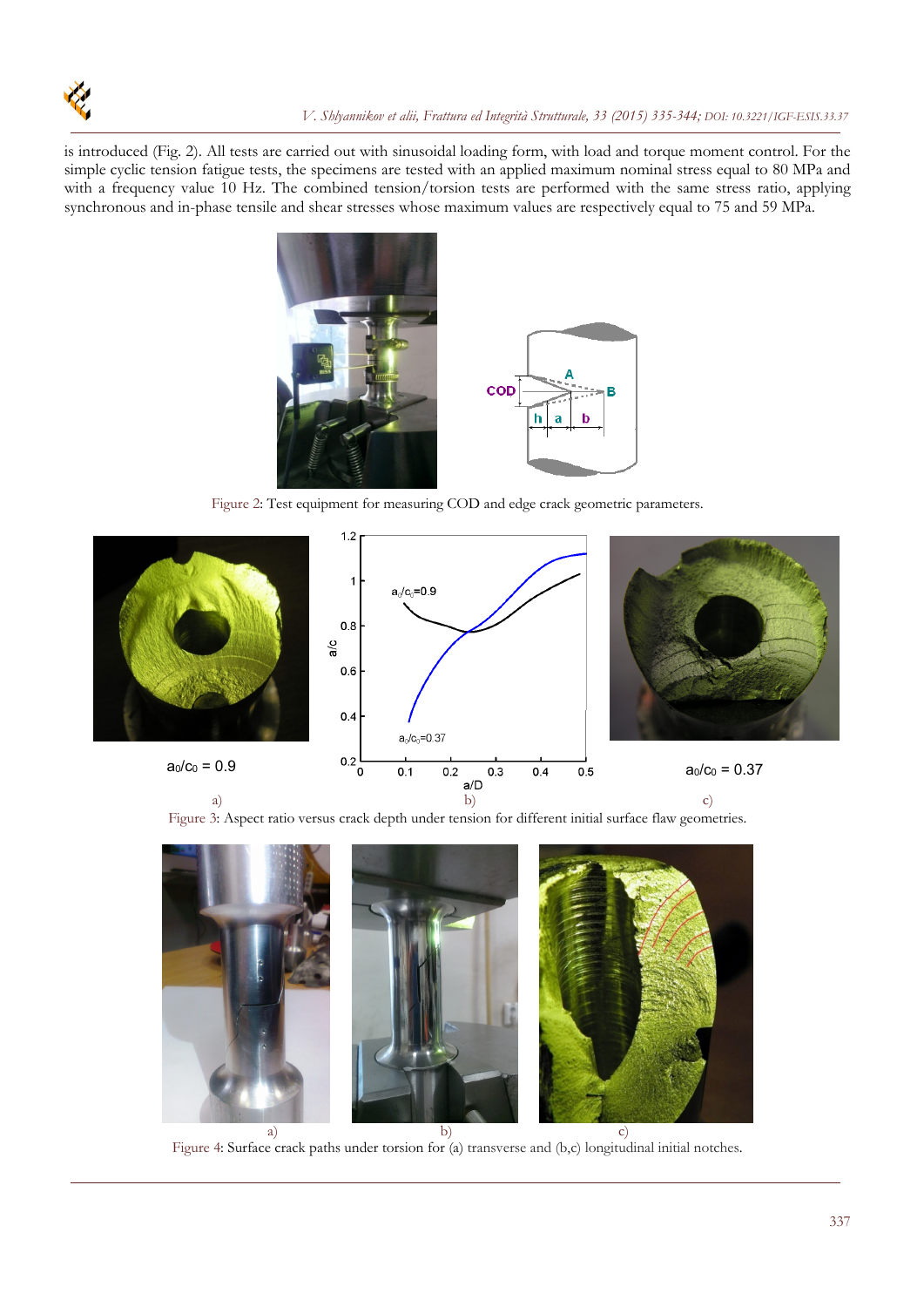is introduced (Fig. 2). All tests are carried out with sinusoidal loading form, with load and torque moment control. For the simple cyclic tension fatigue tests, the specimens are tested with an applied maximum nominal stress equal to 80 MPa and with a frequency value 10 Hz. The combined tension/torsion tests are performed with the same stress ratio, applying synchronous and in-phase tensile and shear stresses whose maximum values are respectively equal to 75 and 59 MPa.

Figure 2: Test equipment for measuring COD and edge crack geometric parameters.

$a_0/c_0 = 0.9$

$a_0/c_0 = 0.37$

a) b) c)

Figure 3: Aspect ratio versus crack depth under tension for different initial surface flaw geometries.

a) b) c)

Figure 4: Surface crack paths under torsion for (a) transverse and (b,c) longitudinal initial notches.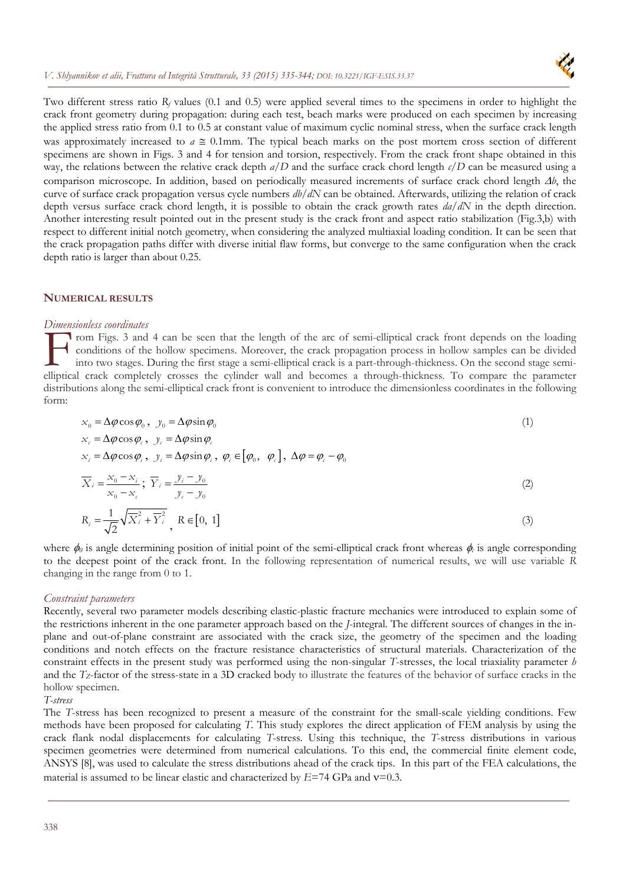Two different stress ratio $R_f$ values (0.1 and 0.5) were applied several times to the specimens in order to highlight the crack front geometry during propagation: during each test, beach marks were produced on each specimen by increasing the applied stress ratio from 0.1 to 0.5 at constant value of maximum cyclic nominal stress, when the surface crack length was approximately increased to $a \cong 0.1$mm. The typical beach marks on the post mortem cross section of different specimens are shown in Figs. 3 and 4 for tension and torsion, respectively. From the crack front shape obtained in this way, the relations between the relative crack depth $a/D$ and the surface crack chord length $c/D$ can be measured using a comparison microscope. In addition, based on periodically measured increments of surface crack chord length $\Delta b$, the curve of surface crack propagation versus cycle numbers $db/dN$ can be obtained. Afterwards, utilizing the relation of crack depth versus surface crack chord length, it is possible to obtain the crack growth rates $da/dN$ in the depth direction. Another interesting result pointed out in the present study is the crack front and aspect ratio stabilization (Fig.3,b) with respect to different initial notch geometry, when considering the analyzed multiaxial loading condition. It can be seen that the crack propagation paths differ with diverse initial flaw forms, but converge to the same configuration when the crack depth ratio is larger than about 0.25.

## NUMERICAL RESULTS

### *Dimensionless coordinates*

From Figs. 3 and 4 can be seen that the length of the arc of semi-elliptical crack front depends on the loading conditions of the hollow specimens. Moreover, the crack propagation process in hollow samples can be divided into two stages. During the first stage a semi-elliptical crack is a part-through-thickness. On the second stage semi-elliptical crack completely crosses the cylinder wall and becomes a through-thickness. To compare the parameter distributions along the semi-elliptical crack front is convenient to introduce the dimensionless coordinates in the following form:

$$
\begin{aligned}
&x_0 = \Delta\varphi \cos\varphi_0, \;\; y_0 = \Delta\varphi \sin\varphi_0 \\
&x_c = \Delta\varphi \cos\varphi_c, \;\; y_c = \Delta\varphi \sin\varphi_c \\
&x_i = \Delta\varphi \cos\varphi_i, \;\; y_i = \Delta\varphi \sin\varphi_i, \;\; \varphi_i \in [\varphi_0, \; \varphi_c], \;\; \Delta\varphi = \varphi_c - \varphi_0
\end{aligned} \tag{1}
$$

$$
\overline{X}_i = \frac{x_0 - x_i}{x_0 - x_c}; \;\; \overline{Y}_i = \frac{y_i - y_0}{y_c - y_0} \tag{2}
$$

$$
R_j = \frac{1}{\sqrt{2}} \sqrt{\overline{X}_i^2 + \overline{Y}_i^2}, \;\; R \in [0, \; 1] \tag{3}
$$

where $\varphi_0$ is angle determining position of initial point of the semi-elliptical crack front whereas $\varphi_c$ is angle corresponding to the deepest point of the crack front. In the following representation of numerical results, we will use variable $R$ changing in the range from 0 to 1.

### *Constraint parameters*

Recently, several two parameter models describing elastic-plastic fracture mechanics were introduced to explain some of the restrictions inherent in the one parameter approach based on the $J$-integral. The different sources of changes in the in-plane and out-of-plane constraint are associated with the crack size, the geometry of the specimen and the loading conditions and notch effects on the fracture resistance characteristics of structural materials. Characterization of the constraint effects in the present study was performed using the non-singular $T$-stresses, the local triaxiality parameter $h$ and the $T_Z$-factor of the stress-state in a 3D cracked body to illustrate the features of the behavior of surface cracks in the hollow specimen.

*T-stress*

The $T$-stress has been recognized to present a measure of the constraint for the small-scale yielding conditions. Few methods have been proposed for calculating $T$. This study explores the direct application of FEM analysis by using the crack flank nodal displacements for calculating $T$-stress. Using this technique, the $T$-stress distributions in various specimen geometries were determined from numerical calculations. To this end, the commercial finite element code, ANSYS [8], was used to calculate the stress distributions ahead of the crack tips. In this part of the FEA calculations, the material is assumed to be linear elastic and characterized by $E$=74 GPa and $\nu$=0.3.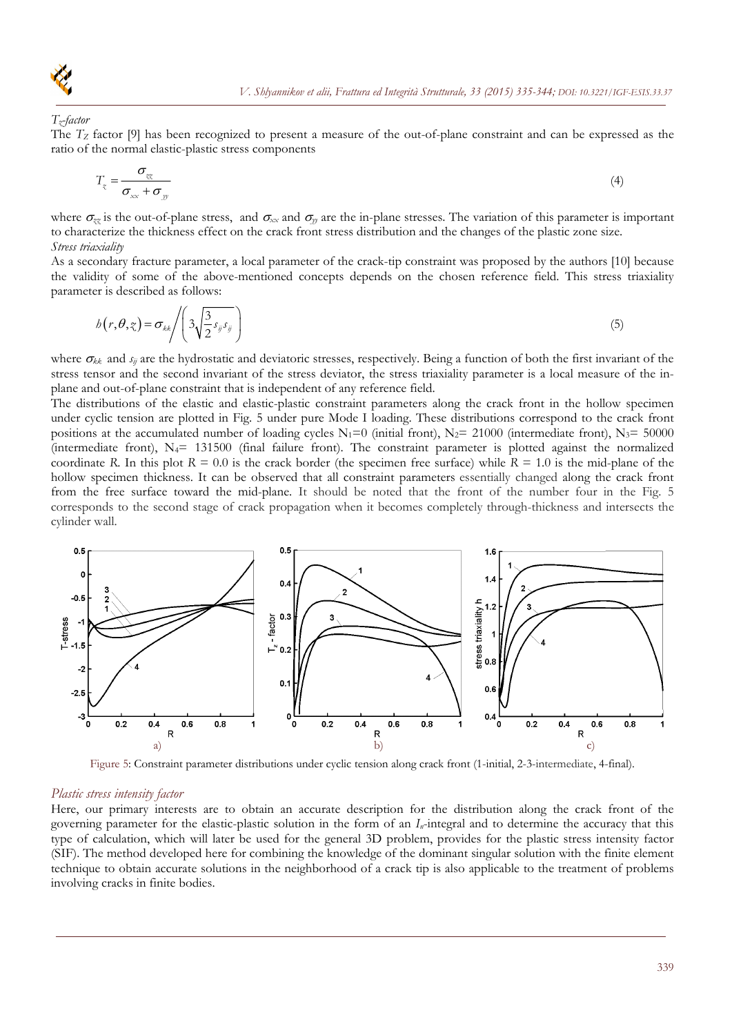*$T_z$-factor*

The $T_Z$ factor [9] has been recognized to present a measure of the out-of-plane constraint and can be expressed as the ratio of the normal elastic-plastic stress components

$$T_z = \frac{\sigma_{zz}}{\sigma_{xx} + \sigma_{yy}} \tag{4}$$

where $\sigma_{zz}$ is the out-of-plane stress, and $\sigma_{xx}$ and $\sigma_{yy}$ are the in-plane stresses. The variation of this parameter is important to characterize the thickness effect on the crack front stress distribution and the changes of the plastic zone size.

*Stress triaxiality*

As a secondary fracture parameter, a local parameter of the crack-tip constraint was proposed by the authors [10] because the validity of some of the above-mentioned concepts depends on the chosen reference field. This stress triaxiality parameter is described as follows:

$$h(r,\theta,z) = \sigma_{kk} \Bigg/ \left( 3\sqrt{\frac{3}{2} s_{ij} s_{ij}} \right) \tag{5}$$

where $\sigma_{kk}$ and $s_{ij}$ are the hydrostatic and deviatoric stresses, respectively. Being a function of both the first invariant of the stress tensor and the second invariant of the stress deviator, the stress triaxiality parameter is a local measure of the in-plane and out-of-plane constraint that is independent of any reference field.

The distributions of the elastic and elastic-plastic constraint parameters along the crack front in the hollow specimen under cyclic tension are plotted in Fig. 5 under pure Mode I loading. These distributions correspond to the crack front positions at the accumulated number of loading cycles $N_1$=0 (initial front), $N_2$= 21000 (intermediate front), $N_3$= 50000 (intermediate front), $N_4$= 131500 (final failure front). The constraint parameter is plotted against the normalized coordinate *R*. In this plot *R* = 0.0 is the crack border (the specimen free surface) while *R* = 1.0 is the mid-plane of the hollow specimen thickness. It can be observed that all constraint parameters essentially changed along the crack front from the free surface toward the mid-plane. It should be noted that the front of the number four in the Fig. 5 corresponds to the second stage of crack propagation when it becomes completely through-thickness and intersects the cylinder wall.

Figure 5: Constraint parameter distributions under cyclic tension along crack front (1-initial, 2-3-intermediate, 4-final).

*Plastic stress intensity factor*

Here, our primary interests are to obtain an accurate description for the distribution along the crack front of the governing parameter for the elastic-plastic solution in the form of an $I_n$-integral and to determine the accuracy that this type of calculation, which will later be used for the general 3D problem, provides for the plastic stress intensity factor (SIF). The method developed here for combining the knowledge of the dominant singular solution with the finite element technique to obtain accurate solutions in the neighborhood of a crack tip is also applicable to the treatment of problems involving cracks in finite bodies.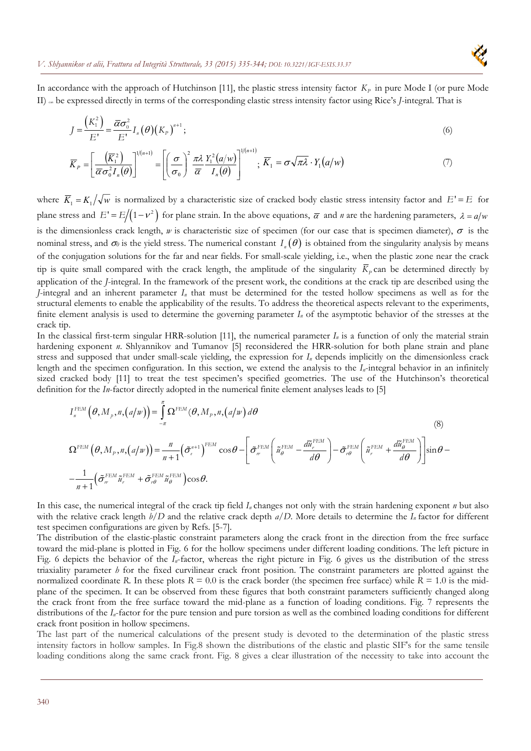In accordance with the approach of Hutchinson [11], the plastic stress intensity factor $K_P$ in pure Mode I (or pure Mode II) can be expressed directly in terms of the corresponding elastic stress intensity factor using Rice's *J*-integral. That is

$$J = \frac{\left(K_1^2\right)}{E'} = \frac{\bar{\alpha}\sigma_0^2}{E'} I_n\left(\theta\right)\left(K_P\right)^{n+1}; \tag{6}$$

$$\bar{K}_P = \left[\frac{\left(\bar{K}_1^2\right)}{\bar{\alpha}\sigma_0^2 I_n(\theta)}\right]^{1/(n+1)} = \left[\left(\frac{\sigma}{\sigma_0}\right)^2 \frac{\pi\lambda}{\bar{\alpha}} \frac{Y_1^2(a/w)}{I_n(\theta)}\right]^{1/(n+1)}; \; \bar{K}_1 = \sigma\sqrt{\pi\lambda}\cdot Y_1(a/w) \tag{7}$$

where $\bar{K}_1 = K_1/\sqrt{w}$ is normalized by a characteristic size of cracked body elastic stress intensity factor and $E' = E$ for plane stress and $E' = E/\left(1-\nu^2\right)$ for plane strain. In the above equations, $\bar{\alpha}$ and $n$ are the hardening parameters, $\lambda = a/w$ is the dimensionless crack length, $w$ is characteristic size of specimen (for our case that is specimen diameter), $\sigma$ is the nominal stress, and $\sigma_0$ is the yield stress. The numerical constant $I_n(\theta)$ is obtained from the singularity analysis by means of the conjugation solutions for the far and near fields. For small-scale yielding, i.e., when the plastic zone near the crack tip is quite small compared with the crack length, the amplitude of the singularity $\bar{K}_P$ can be determined directly by application of the *J*-integral. In the framework of the present work, the conditions at the crack tip are described using the *J*-integral and an inherent parameter $I_n$ that must be determined for the tested hollow specimens as well as for the structural elements to enable the applicability of the results. To address the theoretical aspects relevant to the experiments, finite element analysis is used to determine the governing parameter $I_n$ of the asymptotic behavior of the stresses at the crack tip.

In the classical first-term singular HRR-solution [11], the numerical parameter $I_n$ is a function of only the material strain hardening exponent *n*. Shlyannikov and Tumanov [5] reconsidered the HRR-solution for both plane strain and plane stress and supposed that under small-scale yielding, the expression for $I_n$ depends implicitly on the dimensionless crack length and the specimen configuration. In this section, we extend the analysis to the $I_n$-integral behavior in an infinitely sized cracked body [11] to treat the test specimen's specified geometries. The use of the Hutchinson's theoretical definition for the $In$-factor directly adopted in the numerical finite element analyses leads to [5]

$$I_n^{FEM}\left(\theta, M_p, n, \left(a/w\right)\right) = \int_{-\pi}^{\pi} \Omega^{FEM}(\theta, M_P, n, \left(a/w\right)) \, d\theta$$

$$\Omega^{FEM}\left(\theta, M_P, n, \left(a/w\right)\right) = \frac{n}{n+1}\left(\tilde{\sigma}_e^{n+1}\right)^{FEM}\cos\theta - \left[\tilde{\sigma}_{rr}^{FEM}\left(\tilde{u}_\theta^{FEM} - \frac{d\tilde{u}_r^{FEM}}{d\theta}\right) - \tilde{\sigma}_{r\theta}^{FEM}\left(\tilde{u}_r^{FEM} + \frac{d\tilde{u}_\theta^{FEM}}{d\theta}\right)\right]\sin\theta - \tag{8}$$

$$-\frac{1}{n+1}\left(\tilde{\sigma}_{rr}^{FEM}\tilde{u}_r^{FEM} + \tilde{\sigma}_{r\theta}^{FEM}\tilde{u}_\theta^{FEM}\right)\cos\theta.$$

In this case, the numerical integral of the crack tip field $I_n$ changes not only with the strain hardening exponent *n* but also with the relative crack length $b/D$ and the relative crack depth $a/D$. More details to determine the $I_n$ factor for different test specimen configurations are given by Refs. [5-7].

The distribution of the elastic-plastic constraint parameters along the crack front in the direction from the free surface toward the mid-plane is plotted in Fig. 6 for the hollow specimens under different loading conditions. The left picture in Fig. 6 depicts the behavior of the $I_n$-factor, whereas the right picture in Fig. 6 gives us the distribution of the stress triaxiality parameter *h* for the fixed curvilinear crack front position. The constraint parameters are plotted against the normalized coordinate *R*. In these plots $R = 0.0$ is the crack border (the specimen free surface) while $R = 1.0$ is the mid-plane of the specimen. It can be observed from these figures that both constraint parameters sufficiently changed along the crack front from the free surface toward the mid-plane as a function of loading conditions. Fig. 7 represents the distributions of the $I_n$-factor for the pure tension and pure torsion as well as the combined loading conditions for different crack front position in hollow specimens.

The last part of the numerical calculations of the present study is devoted to the determination of the plastic stress intensity factors in hollow samples. In Fig.8 shown the distributions of the elastic and plastic SIF's for the same tensile loading conditions along the same crack front. Fig. 8 gives a clear illustration of the necessity to take into account the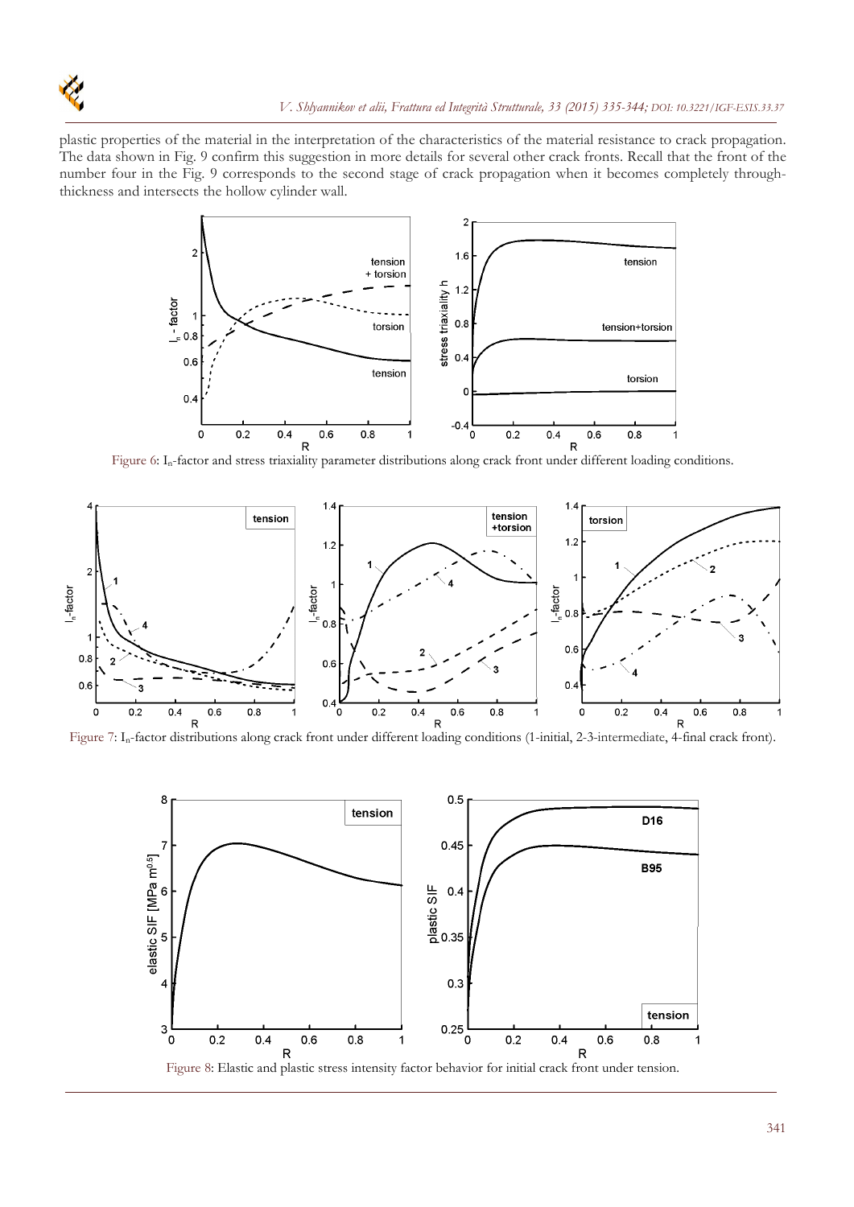plastic properties of the material in the interpretation of the characteristics of the material resistance to crack propagation. The data shown in Fig. 9 confirm this suggestion in more details for several other crack fronts. Recall that the front of the number four in the Fig. 9 corresponds to the second stage of crack propagation when it becomes completely through-thickness and intersects the hollow cylinder wall.

Figure 6: $I_n$-factor and stress triaxiality parameter distributions along crack front under different loading conditions.

Figure 7: $I_n$-factor distributions along crack front under different loading conditions (1-initial, 2-3-intermediate, 4-final crack front).

Figure 8: Elastic and plastic stress intensity factor behavior for initial crack front under tension.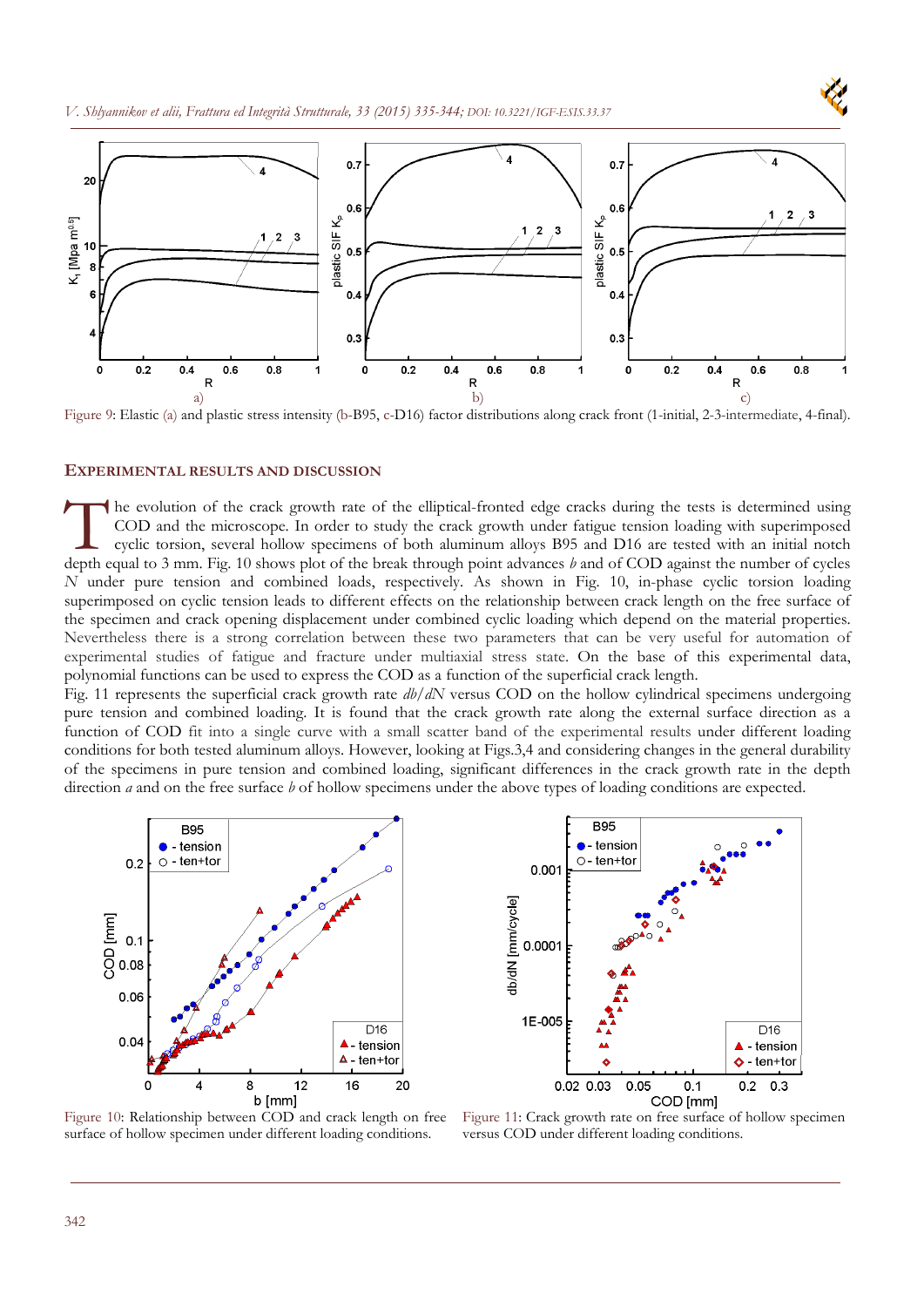Figure 9: Elastic (a) and plastic stress intensity (b-B95, c-D16) factor distributions along crack front (1-initial, 2-3-intermediate, 4-final).

## EXPERIMENTAL RESULTS AND DISCUSSION

The evolution of the crack growth rate of the elliptical-fronted edge cracks during the tests is determined using COD and the microscope. In order to study the crack growth under fatigue tension loading with superimposed cyclic torsion, several hollow specimens of both aluminum alloys B95 and D16 are tested with an initial notch depth equal to 3 mm. Fig. 10 shows plot of the break through point advances $b$ and of COD against the number of cycles $N$ under pure tension and combined loads, respectively. As shown in Fig. 10, in-phase cyclic torsion loading superimposed on cyclic tension leads to different effects on the relationship between crack length on the free surface of the specimen and crack opening displacement under combined cyclic loading which depend on the material properties. Nevertheless there is a strong correlation between these two parameters that can be very useful for automation of experimental studies of fatigue and fracture under multiaxial stress state. On the base of this experimental data, polynomial functions can be used to express the COD as a function of the superficial crack length.

Fig. 11 represents the superficial crack growth rate $db/dN$ versus COD on the hollow cylindrical specimens undergoing pure tension and combined loading. It is found that the crack growth rate along the external surface direction as a function of COD fit into a single curve with a small scatter band of the experimental results under different loading conditions for both tested aluminum alloys. However, looking at Figs.3,4 and considering changes in the general durability of the specimens in pure tension and combined loading, significant differences in the crack growth rate in the depth direction $a$ and on the free surface $b$ of hollow specimens under the above types of loading conditions are expected.

Figure 10: Relationship between COD and crack length on free surface of hollow specimen under different loading conditions.

Figure 11: Crack growth rate on free surface of hollow specimen versus COD under different loading conditions.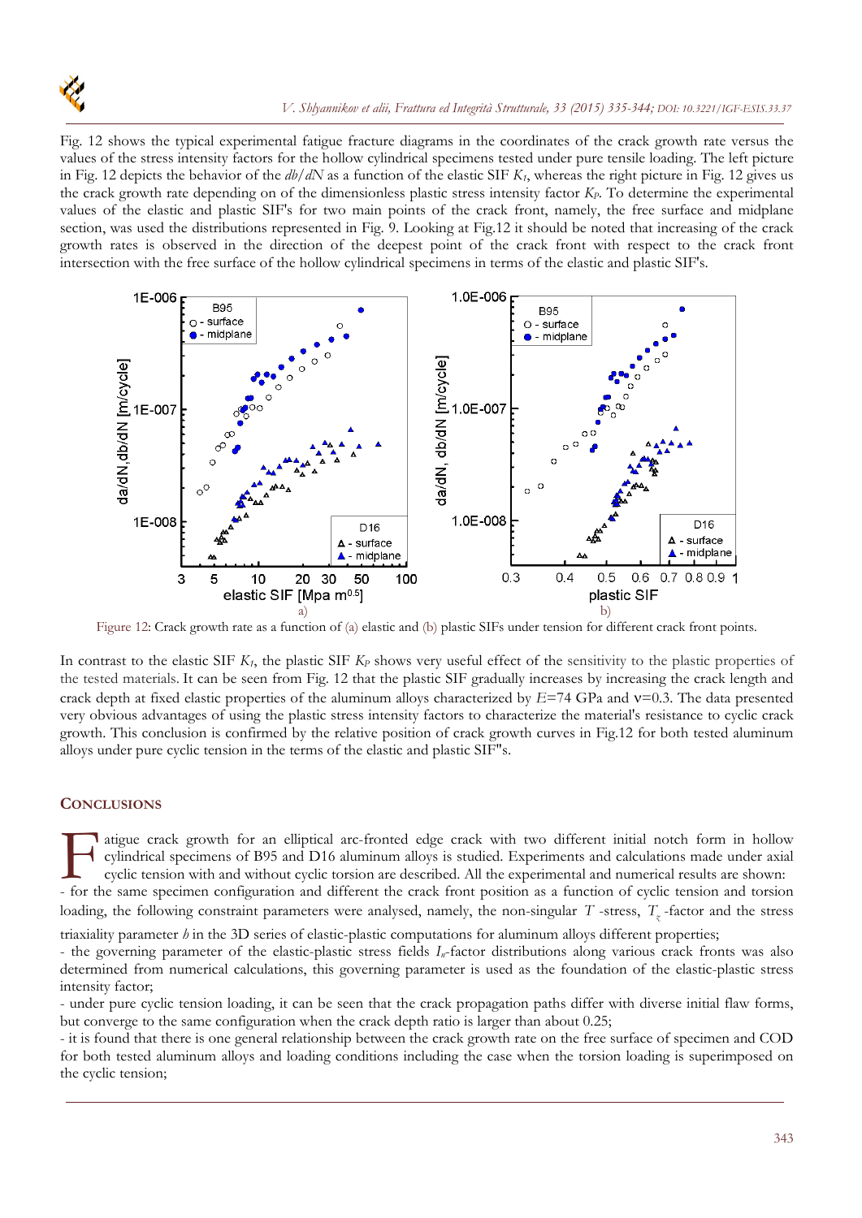Fig. 12 shows the typical experimental fatigue fracture diagrams in the coordinates of the crack growth rate versus the values of the stress intensity factors for the hollow cylindrical specimens tested under pure tensile loading. The left picture in Fig. 12 depicts the behavior of the *db*/*dN* as a function of the elastic SIF $K_I$, whereas the right picture in Fig. 12 gives us the crack growth rate depending on of the dimensionless plastic stress intensity factor $K_P$. To determine the experimental values of the elastic and plastic SIF's for two main points of the crack front, namely, the free surface and midplane section, was used the distributions represented in Fig. 9. Looking at Fig.12 it should be noted that increasing of the crack growth rates is observed in the direction of the deepest point of the crack front with respect to the crack front intersection with the free surface of the hollow cylindrical specimens in terms of the elastic and plastic SIF's.

Figure 12: Crack growth rate as a function of (a) elastic and (b) plastic SIFs under tension for different crack front points.

In contrast to the elastic SIF $K_I$, the plastic SIF $K_P$ shows very useful effect of the sensitivity to the plastic properties of the tested materials. It can be seen from Fig. 12 that the plastic SIF gradually increases by increasing the crack length and crack depth at fixed elastic properties of the aluminum alloys characterized by $E$=74 GPa and $\nu$=0.3. The data presented very obvious advantages of using the plastic stress intensity factors to characterize the material's resistance to cyclic crack growth. This conclusion is confirmed by the relative position of crack growth curves in Fig.12 for both tested aluminum alloys under pure cyclic tension in the terms of the elastic and plastic SIF"s.

## CONCLUSIONS

Fatigue crack growth for an elliptical arc-fronted edge crack with two different initial notch form in hollow cylindrical specimens of B95 and D16 aluminum alloys is studied. Experiments and calculations made under axial cyclic tension with and without cyclic torsion are described. All the experimental and numerical results are shown:

- for the same specimen configuration and different the crack front position as a function of cyclic tension and torsion loading, the following constraint parameters were analysed, namely, the non-singular $T$ -stress, $T_z$ -factor and the stress triaxiality parameter $h$ in the 3D series of elastic-plastic computations for aluminum alloys different properties;
- the governing parameter of the elastic-plastic stress fields $I_n$-factor distributions along various crack fronts was also determined from numerical calculations, this governing parameter is used as the foundation of the elastic-plastic stress intensity factor;
- under pure cyclic tension loading, it can be seen that the crack propagation paths differ with diverse initial flaw forms, but converge to the same configuration when the crack depth ratio is larger than about 0.25;
- it is found that there is one general relationship between the crack growth rate on the free surface of specimen and COD for both tested aluminum alloys and loading conditions including the case when the torsion loading is superimposed on the cyclic tension;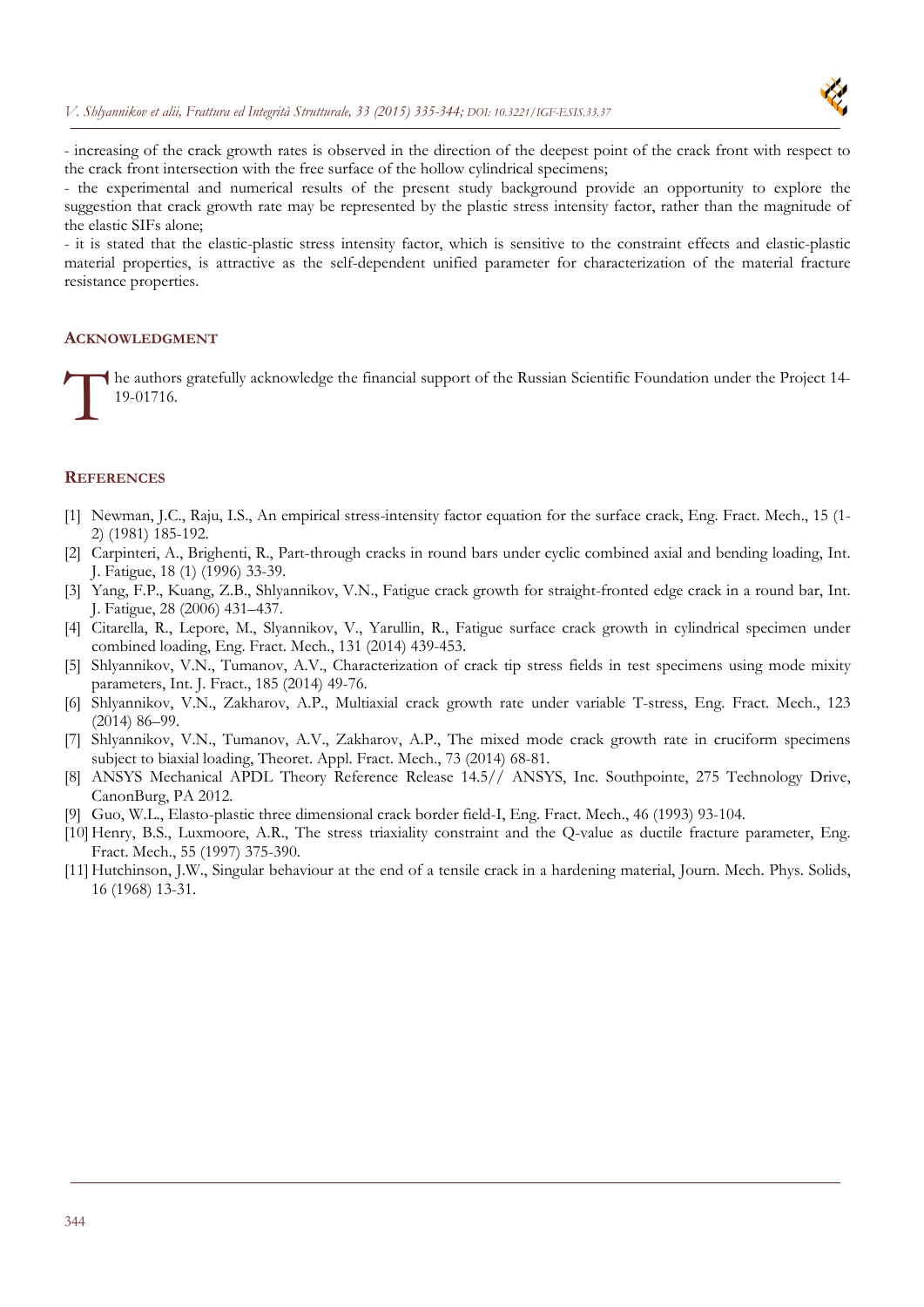- increasing of the crack growth rates is observed in the direction of the deepest point of the crack front with respect to the crack front intersection with the free surface of the hollow cylindrical specimens;
- the experimental and numerical results of the present study background provide an opportunity to explore the suggestion that crack growth rate may be represented by the plastic stress intensity factor, rather than the magnitude of the elastic SIFs alone;
- it is stated that the elastic-plastic stress intensity factor, which is sensitive to the constraint effects and elastic-plastic material properties, is attractive as the self-dependent unified parameter for characterization of the material fracture resistance properties.

## ACKNOWLEDGMENT

The authors gratefully acknowledge the financial support of the Russian Scientific Foundation under the Project 14-19-01716.

## REFERENCES

[1] Newman, J.C., Raju, I.S., An empirical stress-intensity factor equation for the surface crack, Eng. Fract. Mech., 15 (1-2) (1981) 185-192.

[2] Carpinteri, A., Brighenti, R., Part-through cracks in round bars under cyclic combined axial and bending loading, Int. J. Fatigue, 18 (1) (1996) 33-39.

[3] Yang, F.P., Kuang, Z.B., Shlyannikov, V.N., Fatigue crack growth for straight-fronted edge crack in a round bar, Int. J. Fatigue, 28 (2006) 431–437.

[4] Citarella, R., Lepore, M., Slyannikov, V., Yarullin, R., Fatigue surface crack growth in cylindrical specimen under combined loading, Eng. Fract. Mech., 131 (2014) 439-453.

[5] Shlyannikov, V.N., Tumanov, A.V., Characterization of crack tip stress fields in test specimens using mode mixity parameters, Int. J. Fract., 185 (2014) 49-76.

[6] Shlyannikov, V.N., Zakharov, A.P., Multiaxial crack growth rate under variable T-stress, Eng. Fract. Mech., 123 (2014) 86–99.

[7] Shlyannikov, V.N., Tumanov, A.V., Zakharov, A.P., The mixed mode crack growth rate in cruciform specimens subject to biaxial loading, Theoret. Appl. Fract. Mech., 73 (2014) 68-81.

[8] ANSYS Mechanical APDL Theory Reference Release 14.5// ANSYS, Inc. Southpointe, 275 Technology Drive, CanonBurg, PA 2012.

[9] Guo, W.L., Elasto-plastic three dimensional crack border field-I, Eng. Fract. Mech., 46 (1993) 93-104.

[10] Henry, B.S., Luxmoore, A.R., The stress triaxiality constraint and the Q-value as ductile fracture parameter, Eng. Fract. Mech., 55 (1997) 375-390.

[11] Hutchinson, J.W., Singular behaviour at the end of a tensile crack in a hardening material, Journ. Mech. Phys. Solids, 16 (1968) 13-31.